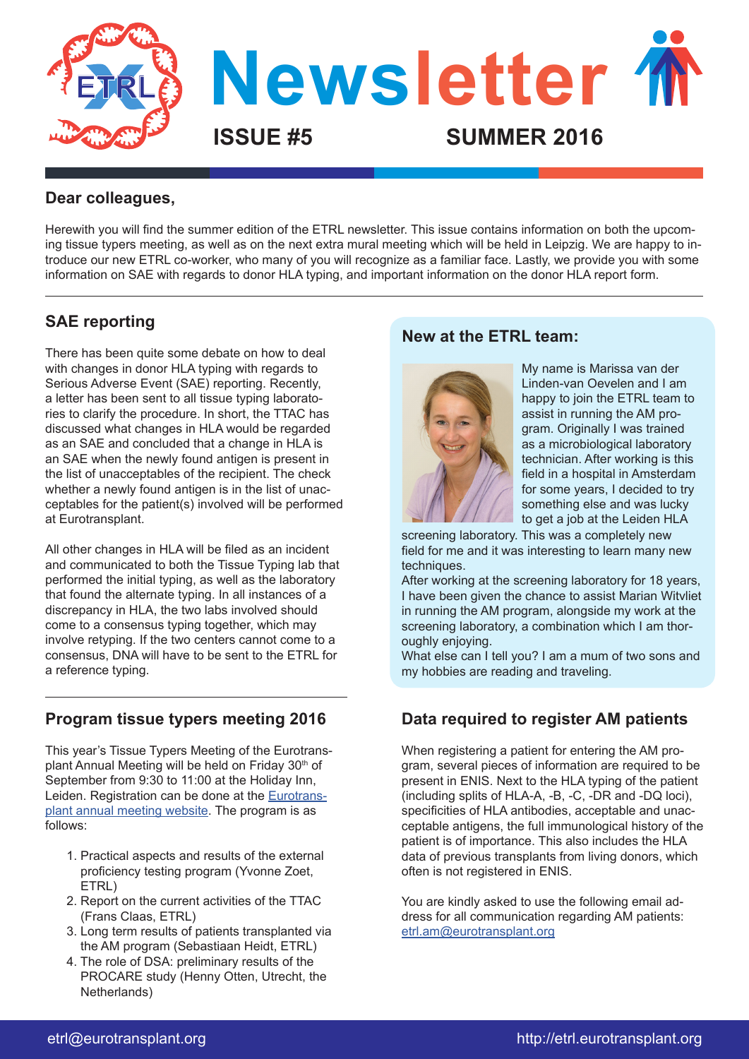# Newsletter

**ISSUE #5** **SUMMER 2016**

## Dear colleagues,

Herewith you will find the summer edition of the ETRL newsletter. This issue contains information on both the upcoming tissue typers meeting, as well as on the next extra mural meeting which will be held in Leipzig. We are happy to introduce our new ETRL co-worker, who many of you will recognize as a familiar face. Lastly, we provide you with some information on SAE with regards to donor HLA typing, and important information on the donor HLA report form.

## SAE reporting

There has been quite some debate on how to deal with changes in donor HLA typing with regards to Serious Adverse Event (SAE) reporting. Recently, a letter has been sent to all tissue typing laboratories to clarify the procedure. In short, the TTAC has discussed what changes in HLA would be regarded as an SAE and concluded that a change in HLA is an SAE when the newly found antigen is present in the list of unacceptables of the recipient. The check whether a newly found antigen is in the list of unacceptables for the patient(s) involved will be performed at Eurotransplant.

All other changes in HLA will be filed as an incident and communicated to both the Tissue Typing lab that performed the initial typing, as well as the laboratory that found the alternate typing. In all instances of a discrepancy in HLA, the two labs involved should come to a consensus typing together, which may involve retyping. If the two centers cannot come to a consensus, DNA will have to be sent to the ETRL for a reference typing.

## Program tissue typers meeting 2016

This year's Tissue Typers Meeting of the Eurotransplant Annual Meeting will be held on Friday 30th of September from 9:30 to 11:00 at the Holiday Inn, Leiden. Registration can be done at the Eurotransplant annual meeting website. The program is as follows:

1. Practical aspects and results of the external proficiency testing program (Yvonne Zoet, ETRL)
2. Report on the current activities of the TTAC (Frans Claas, ETRL)
3. Long term results of patients transplanted via the AM program (Sebastiaan Heidt, ETRL)
4. The role of DSA: preliminary results of the PROCARE study (Henny Otten, Utrecht, the Netherlands)

## New at the ETRL team:

My name is Marissa van der Linden-van Oevelen and I am happy to join the ETRL team to assist in running the AM program. Originally I was trained as a microbiological laboratory technician. After working is this field in a hospital in Amsterdam for some years, I decided to try something else and was lucky to get a job at the Leiden HLA screening laboratory. This was a completely new field for me and it was interesting to learn many new techniques.
After working at the screening laboratory for 18 years, I have been given the chance to assist Marian Witvliet in running the AM program, alongside my work at the screening laboratory, a combination which I am thoroughly enjoying.
What else can I tell you? I am a mum of two sons and my hobbies are reading and traveling.

## Data required to register AM patients

When registering a patient for entering the AM program, several pieces of information are required to be present in ENIS. Next to the HLA typing of the patient (including splits of HLA-A, -B, -C, -DR and -DQ loci), specificities of HLA antibodies, acceptable and unacceptable antigens, the full immunological history of the patient is of importance. This also includes the HLA data of previous transplants from living donors, which often is not registered in ENIS.

You are kindly asked to use the following email address for all communication regarding AM patients: etrl.am@eurotransplant.org

etrl@eurotransplant.org http://etrl.eurotransplant.org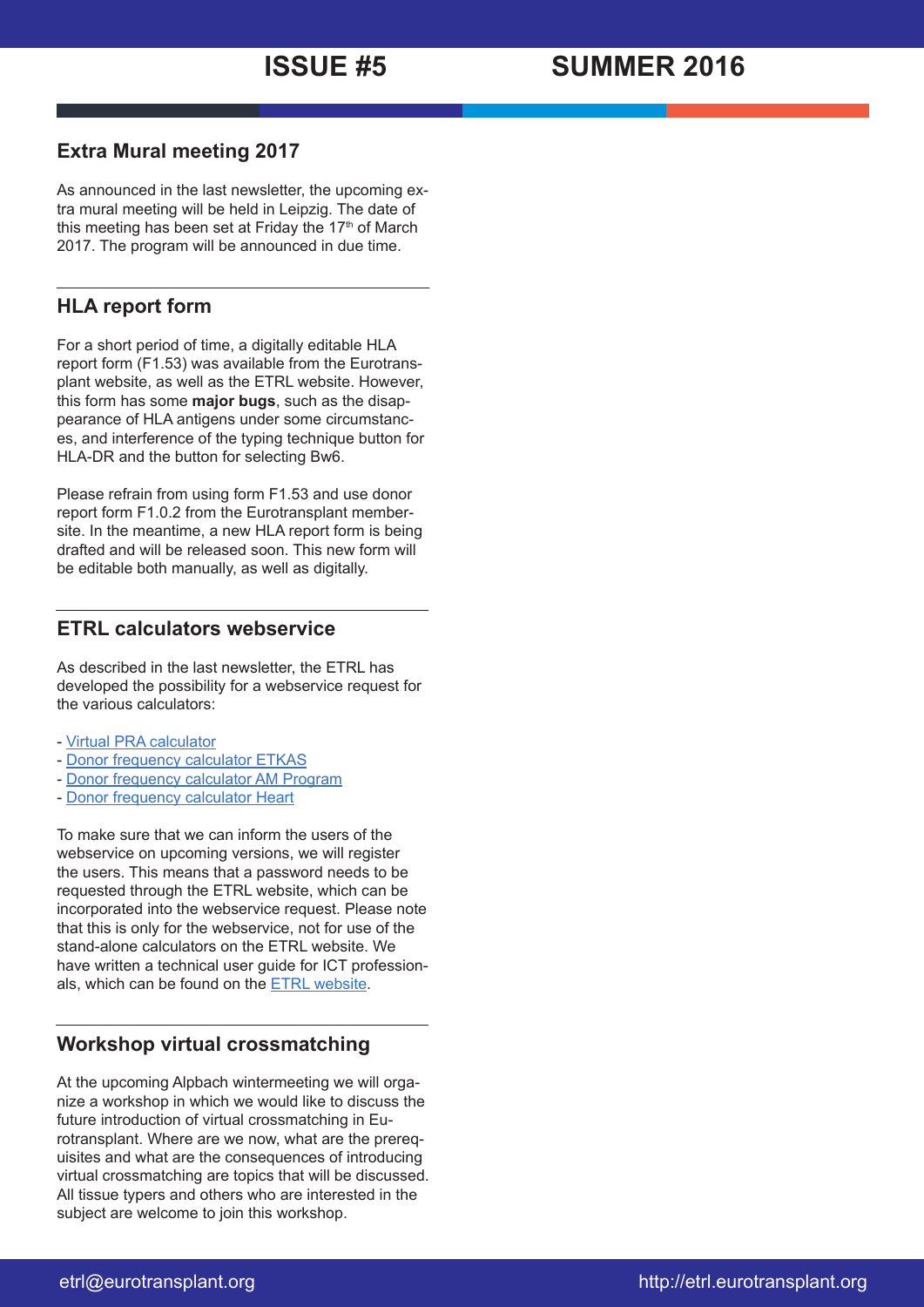## Extra Mural meeting 2017

As announced in the last newsletter, the upcoming extra mural meeting will be held in Leipzig. The date of this meeting has been set at Friday the 17th of March 2017. The program will be announced in due time.

## HLA report form

For a short period of time, a digitally editable HLA report form (F1.53) was available from the Eurotransplant website, as well as the ETRL website. However, this form has some **major bugs**, such as the disappearance of HLA antigens under some circumstances, and interference of the typing technique button for HLA-DR and the button for selecting Bw6.

Please refrain from using form F1.53 and use donor report form F1.0.2 from the Eurotransplant membersite. In the meantime, a new HLA report form is being drafted and will be released soon. This new form will be editable both manually, as well as digitally.

## ETRL calculators webservice

As described in the last newsletter, the ETRL has developed the possibility for a webservice request for the various calculators:

- Virtual PRA calculator
- Donor frequency calculator ETKAS
- Donor frequency calculator AM Program
- Donor frequency calculator Heart

To make sure that we can inform the users of the webservice on upcoming versions, we will register the users. This means that a password needs to be requested through the ETRL website, which can be incorporated into the webservice request. Please note that this is only for the webservice, not for use of the stand-alone calculators on the ETRL website. We have written a technical user guide for ICT professionals, which can be found on the ETRL website.

## Workshop virtual crossmatching

At the upcoming Alpbach wintermeeting we will organize a workshop in which we would like to discuss the future introduction of virtual crossmatching in Eurotransplant. Where are we now, what are the prerequisites and what are the consequences of introducing virtual crossmatching are topics that will be discussed. All tissue typers and others who are interested in the subject are welcome to join this workshop.